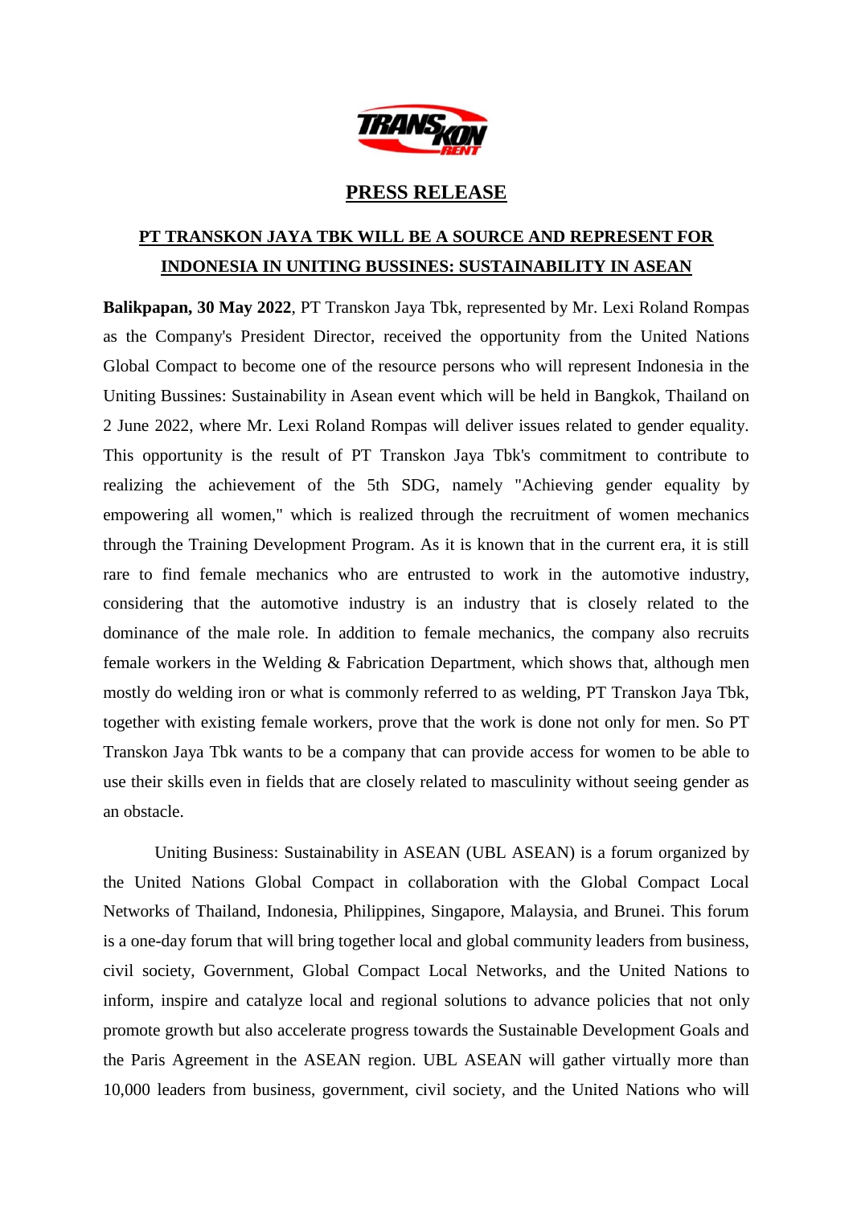# PRESS RELEASE

## PT TRANSKON JAYA TBK WILL BE A SOURCE AND REPRESENT FOR INDONESIA IN UNITING BUSSINES: SUSTAINABILITY IN ASEAN

**Balikpapan, 30 May 2022**, PT Transkon Jaya Tbk, represented by Mr. Lexi Roland Rompas as the Company's President Director, received the opportunity from the United Nations Global Compact to become one of the resource persons who will represent Indonesia in the Uniting Bussines: Sustainability in Asean event which will be held in Bangkok, Thailand on 2 June 2022, where Mr. Lexi Roland Rompas will deliver issues related to gender equality. This opportunity is the result of PT Transkon Jaya Tbk's commitment to contribute to realizing the achievement of the 5th SDG, namely "Achieving gender equality by empowering all women," which is realized through the recruitment of women mechanics through the Training Development Program. As it is known that in the current era, it is still rare to find female mechanics who are entrusted to work in the automotive industry, considering that the automotive industry is an industry that is closely related to the dominance of the male role. In addition to female mechanics, the company also recruits female workers in the Welding & Fabrication Department, which shows that, although men mostly do welding iron or what is commonly referred to as welding, PT Transkon Jaya Tbk, together with existing female workers, prove that the work is done not only for men. So PT Transkon Jaya Tbk wants to be a company that can provide access for women to be able to use their skills even in fields that are closely related to masculinity without seeing gender as an obstacle.

Uniting Business: Sustainability in ASEAN (UBL ASEAN) is a forum organized by the United Nations Global Compact in collaboration with the Global Compact Local Networks of Thailand, Indonesia, Philippines, Singapore, Malaysia, and Brunei. This forum is a one-day forum that will bring together local and global community leaders from business, civil society, Government, Global Compact Local Networks, and the United Nations to inform, inspire and catalyze local and regional solutions to advance policies that not only promote growth but also accelerate progress towards the Sustainable Development Goals and the Paris Agreement in the ASEAN region. UBL ASEAN will gather virtually more than 10,000 leaders from business, government, civil society, and the United Nations who will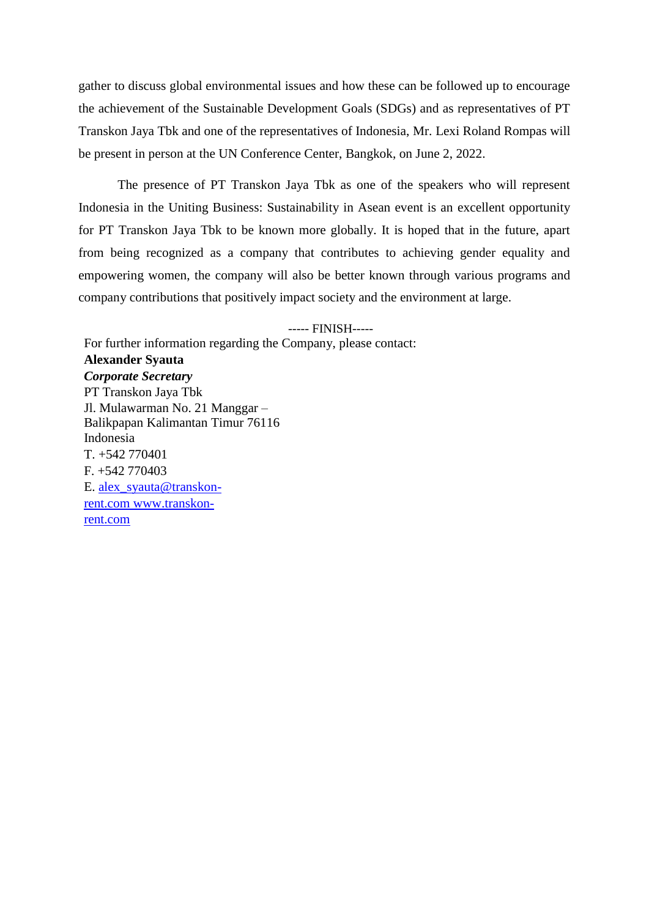gather to discuss global environmental issues and how these can be followed up to encourage the achievement of the Sustainable Development Goals (SDGs) and as representatives of PT Transkon Jaya Tbk and one of the representatives of Indonesia, Mr. Lexi Roland Rompas will be present in person at the UN Conference Center, Bangkok, on June 2, 2022.

The presence of PT Transkon Jaya Tbk as one of the speakers who will represent Indonesia in the Uniting Business: Sustainability in Asean event is an excellent opportunity for PT Transkon Jaya Tbk to be known more globally. It is hoped that in the future, apart from being recognized as a company that contributes to achieving gender equality and empowering women, the company will also be better known through various programs and company contributions that positively impact society and the environment at large.

----- FINISH-----

For further information regarding the Company, please contact:
**Alexander Syauta**
***Corporate Secretary***
PT Transkon Jaya Tbk
Jl. Mulawarman No. 21 Manggar –
Balikpapan Kalimantan Timur 76116
Indonesia
T. +542 770401
F. +542 770403
E. alex_syauta@transkon-rent.com www.transkon-rent.com